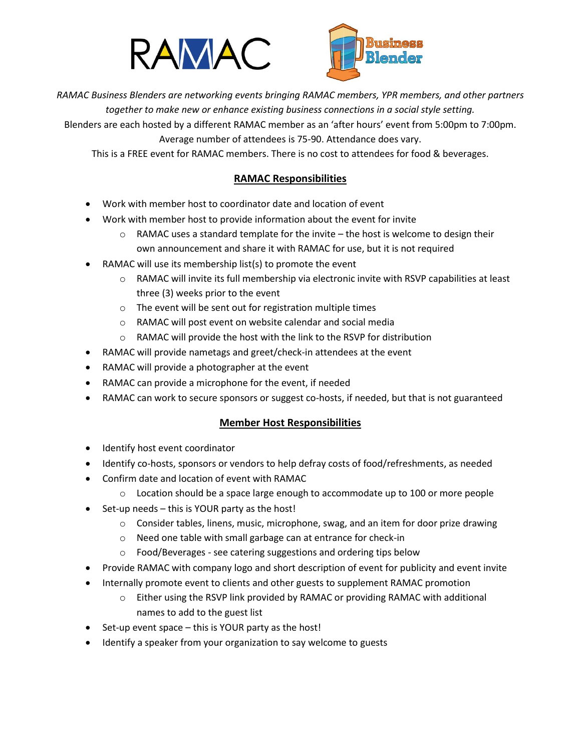*RAMAC Business Blenders are networking events bringing RAMAC members, YPR members, and other partners together to make new or enhance existing business connections in a social style setting.*

Blenders are each hosted by a different RAMAC member as an 'after hours' event from 5:00pm to 7:00pm.

Average number of attendees is 75-90. Attendance does vary.

This is a FREE event for RAMAC members. There is no cost to attendees for food & beverages.

## RAMAC Responsibilities

- Work with member host to coordinator date and location of event
- Work with member host to provide information about the event for invite
  - RAMAC uses a standard template for the invite – the host is welcome to design their own announcement and share it with RAMAC for use, but it is not required
- RAMAC will use its membership list(s) to promote the event
  - RAMAC will invite its full membership via electronic invite with RSVP capabilities at least three (3) weeks prior to the event
  - The event will be sent out for registration multiple times
  - RAMAC will post event on website calendar and social media
  - RAMAC will provide the host with the link to the RSVP for distribution
- RAMAC will provide nametags and greet/check-in attendees at the event
- RAMAC will provide a photographer at the event
- RAMAC can provide a microphone for the event, if needed
- RAMAC can work to secure sponsors or suggest co-hosts, if needed, but that is not guaranteed

## Member Host Responsibilities

- Identify host event coordinator
- Identify co-hosts, sponsors or vendors to help defray costs of food/refreshments, as needed
- Confirm date and location of event with RAMAC
  - Location should be a space large enough to accommodate up to 100 or more people
- Set-up needs – this is YOUR party as the host!
  - Consider tables, linens, music, microphone, swag, and an item for door prize drawing
  - Need one table with small garbage can at entrance for check-in
  - Food/Beverages - see catering suggestions and ordering tips below
- Provide RAMAC with company logo and short description of event for publicity and event invite
- Internally promote event to clients and other guests to supplement RAMAC promotion
  - Either using the RSVP link provided by RAMAC or providing RAMAC with additional names to add to the guest list
- Set-up event space – this is YOUR party as the host!
- Identify a speaker from your organization to say welcome to guests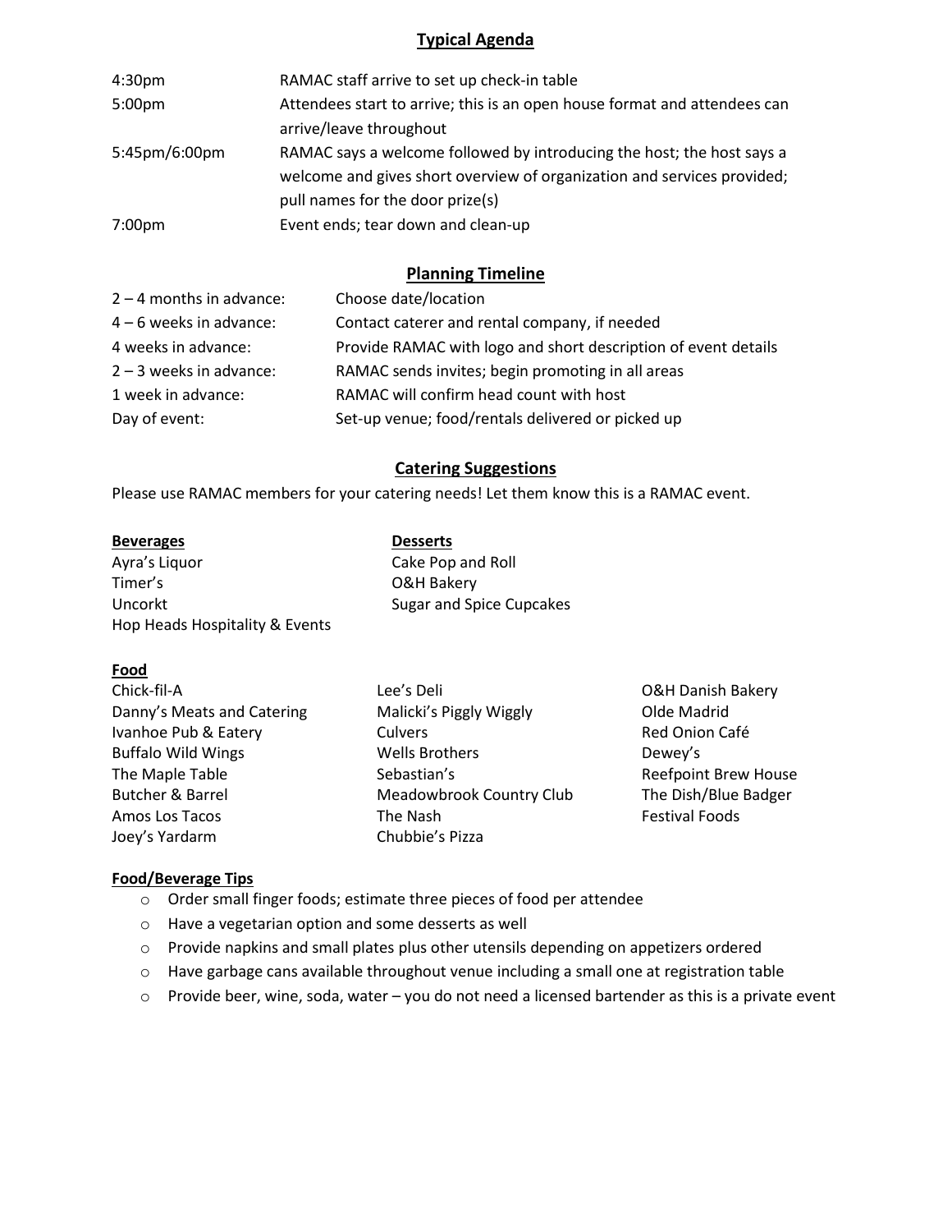## Typical Agenda

| | |
|---|---|
| 4:30pm | RAMAC staff arrive to set up check-in table |
| 5:00pm | Attendees start to arrive; this is an open house format and attendees can arrive/leave throughout |
| 5:45pm/6:00pm | RAMAC says a welcome followed by introducing the host; the host says a welcome and gives short overview of organization and services provided; pull names for the door prize(s) |
| 7:00pm | Event ends; tear down and clean-up |

## Planning Timeline

| | |
|---|---|
| 2 – 4 months in advance: | Choose date/location |
| 4 – 6 weeks in advance: | Contact caterer and rental company, if needed |
| 4 weeks in advance: | Provide RAMAC with logo and short description of event details |
| 2 – 3 weeks in advance: | RAMAC sends invites; begin promoting in all areas |
| 1 week in advance: | RAMAC will confirm head count with host |
| Day of event: | Set-up venue; food/rentals delivered or picked up |

## Catering Suggestions

Please use RAMAC members for your catering needs! Let them know this is a RAMAC event.

**Beverages**

Ayra's Liquor
Timer's
Uncorkt
Hop Heads Hospitality & Events

**Desserts**

Cake Pop and Roll
O&H Bakery
Sugar and Spice Cupcakes

**Food**

Chick-fil-A
Danny's Meats and Catering
Ivanhoe Pub & Eatery
Buffalo Wild Wings
The Maple Table
Butcher & Barrel
Amos Los Tacos
Joey's Yardarm
Lee's Deli
Malicki's Piggly Wiggly
Culvers
Wells Brothers
Sebastian's
Meadowbrook Country Club
The Nash
Chubbie's Pizza
O&H Danish Bakery
Olde Madrid
Red Onion Café
Dewey's
Reefpoint Brew House
The Dish/Blue Badger
Festival Foods

**Food/Beverage Tips**

- Order small finger foods; estimate three pieces of food per attendee
- Have a vegetarian option and some desserts as well
- Provide napkins and small plates plus other utensils depending on appetizers ordered
- Have garbage cans available throughout venue including a small one at registration table
- Provide beer, wine, soda, water – you do not need a licensed bartender as this is a private event